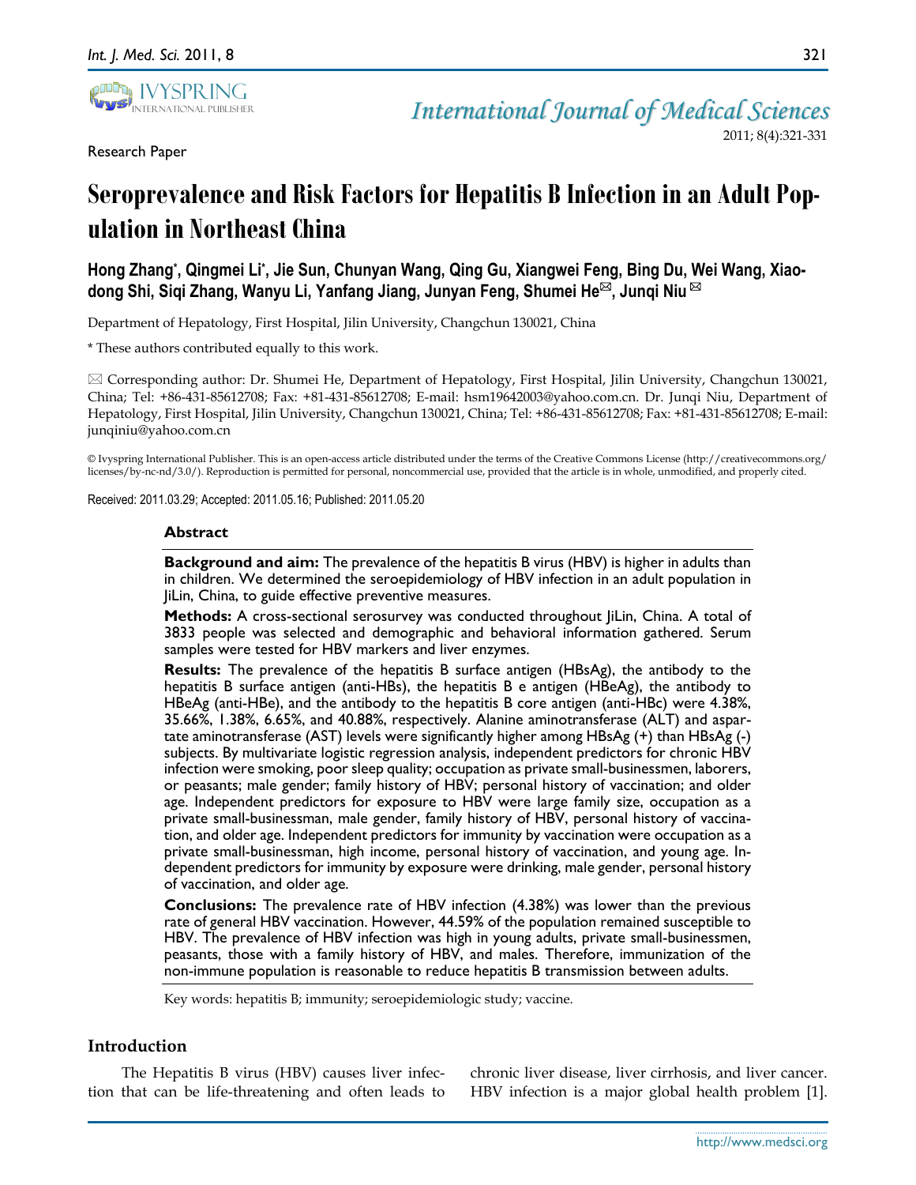Research Paper

# Seroprevalence and Risk Factors for Hepatitis B Infection in an Adult Population in Northeast China

**Hong Zhang*, Qingmei Li*, Jie Sun, Chunyan Wang, Qing Gu, Xiangwei Feng, Bing Du, Wei Wang, Xiaodong Shi, Siqi Zhang, Wanyu Li, Yanfang Jiang, Junyan Feng, Shumei He✉, Junqi Niu✉**

Department of Hepatology, First Hospital, Jilin University, Changchun 130021, China

* These authors contributed equally to this work.

✉ Corresponding author: Dr. Shumei He, Department of Hepatology, First Hospital, Jilin University, Changchun 130021, China; Tel: +86-431-85612708; Fax: +81-431-85612708; E-mail: hsm19642003@yahoo.com.cn. Dr. Junqi Niu, Department of Hepatology, First Hospital, Jilin University, Changchun 130021, China; Tel: +86-431-85612708; Fax: +81-431-85612708; E-mail: junqiniu@yahoo.com.cn

© Ivyspring International Publisher. This is an open-access article distributed under the terms of the Creative Commons License (http://creativecommons.org/licenses/by-nc-nd/3.0/). Reproduction is permitted for personal, noncommercial use, provided that the article is in whole, unmodified, and properly cited.

Received: 2011.03.29; Accepted: 2011.05.16; Published: 2011.05.20

## Abstract

**Background and aim:** The prevalence of the hepatitis B virus (HBV) is higher in adults than in children. We determined the seroepidemiology of HBV infection in an adult population in JiLin, China, to guide effective preventive measures.

**Methods:** A cross-sectional serosurvey was conducted throughout JiLin, China. A total of 3833 people was selected and demographic and behavioral information gathered. Serum samples were tested for HBV markers and liver enzymes.

**Results:** The prevalence of the hepatitis B surface antigen (HBsAg), the antibody to the hepatitis B surface antigen (anti-HBs), the hepatitis B e antigen (HBeAg), the antibody to HBeAg (anti-HBe), and the antibody to the hepatitis B core antigen (anti-HBc) were 4.38%, 35.66%, 1.38%, 6.65%, and 40.88%, respectively. Alanine aminotransferase (ALT) and aspartate aminotransferase (AST) levels were significantly higher among HBsAg (+) than HBsAg (-) subjects. By multivariate logistic regression analysis, independent predictors for chronic HBV infection were smoking, poor sleep quality; occupation as private small-businessmen, laborers, or peasants; male gender; family history of HBV; personal history of vaccination; and older age. Independent predictors for exposure to HBV were large family size, occupation as a private small-businessman, male gender, family history of HBV, personal history of vaccination, and older age. Independent predictors for immunity by vaccination were occupation as a private small-businessman, high income, personal history of vaccination, and young age. Independent predictors for immunity by exposure were drinking, male gender, personal history of vaccination, and older age.

**Conclusions:** The prevalence rate of HBV infection (4.38%) was lower than the previous rate of general HBV vaccination. However, 44.59% of the population remained susceptible to HBV. The prevalence of HBV infection was high in young adults, private small-businessmen, peasants, those with a family history of HBV, and males. Therefore, immunization of the non-immune population is reasonable to reduce hepatitis B transmission between adults.

Key words: hepatitis B; immunity; seroepidemiologic study; vaccine.

## Introduction

The Hepatitis B virus (HBV) causes liver infection that can be life-threatening and often leads to chronic liver disease, liver cirrhosis, and liver cancer. HBV infection is a major global health problem [1].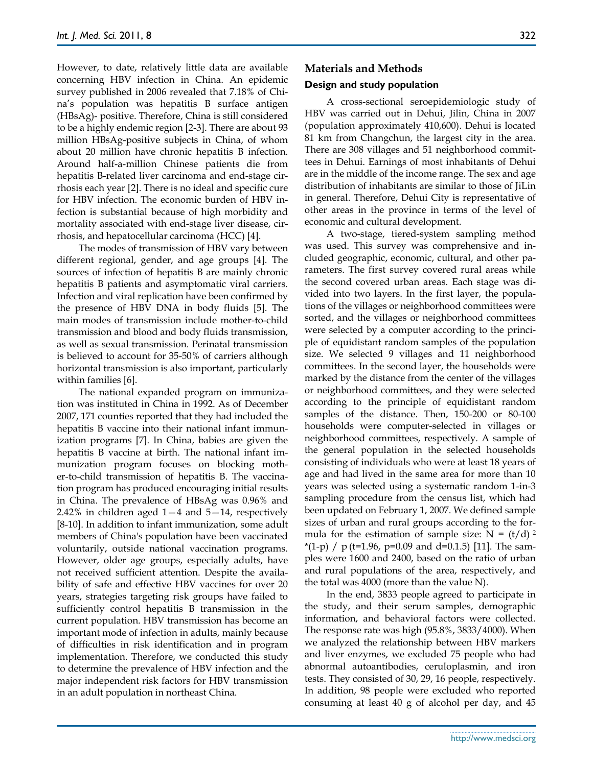However, to date, relatively little data are available concerning HBV infection in China. An epidemic survey published in 2006 revealed that 7.18% of China's population was hepatitis B surface antigen (HBsAg)- positive. Therefore, China is still considered to be a highly endemic region [2-3]. There are about 93 million HBsAg-positive subjects in China, of whom about 20 million have chronic hepatitis B infection. Around half-a-million Chinese patients die from hepatitis B-related liver carcinoma and end-stage cirrhosis each year [2]. There is no ideal and specific cure for HBV infection. The economic burden of HBV infection is substantial because of high morbidity and mortality associated with end-stage liver disease, cirrhosis, and hepatocellular carcinoma (HCC) [4].

The modes of transmission of HBV vary between different regional, gender, and age groups [4]. The sources of infection of hepatitis B are mainly chronic hepatitis B patients and asymptomatic viral carriers. Infection and viral replication have been confirmed by the presence of HBV DNA in body fluids [5]. The main modes of transmission include mother-to-child transmission and blood and body fluids transmission, as well as sexual transmission. Perinatal transmission is believed to account for 35-50% of carriers although horizontal transmission is also important, particularly within families [6].

The national expanded program on immunization was instituted in China in 1992. As of December 2007, 171 counties reported that they had included the hepatitis B vaccine into their national infant immunization programs [7]. In China, babies are given the hepatitis B vaccine at birth. The national infant immunization program focuses on blocking mother-to-child transmission of hepatitis B. The vaccination program has produced encouraging initial results in China. The prevalence of HBsAg was 0.96% and 2.42% in children aged 1—4 and 5—14, respectively [8-10]. In addition to infant immunization, some adult members of China's population have been vaccinated voluntarily, outside national vaccination programs. However, older age groups, especially adults, have not received sufficient attention. Despite the availability of safe and effective HBV vaccines for over 20 years, strategies targeting risk groups have failed to sufficiently control hepatitis B transmission in the current population. HBV transmission has become an important mode of infection in adults, mainly because of difficulties in risk identification and in program implementation. Therefore, we conducted this study to determine the prevalence of HBV infection and the major independent risk factors for HBV transmission in an adult population in northeast China.

## Materials and Methods

### Design and study population

A cross-sectional seroepidemiologic study of HBV was carried out in Dehui, Jilin, China in 2007 (population approximately 410,600). Dehui is located 81 km from Changchun, the largest city in the area. There are 308 villages and 51 neighborhood committees in Dehui. Earnings of most inhabitants of Dehui are in the middle of the income range. The sex and age distribution of inhabitants are similar to those of JiLin in general. Therefore, Dehui City is representative of other areas in the province in terms of the level of economic and cultural development.

A two-stage, tiered-system sampling method was used. This survey was comprehensive and included geographic, economic, cultural, and other parameters. The first survey covered rural areas while the second covered urban areas. Each stage was divided into two layers. In the first layer, the populations of the villages or neighborhood committees were sorted, and the villages or neighborhood committees were selected by a computer according to the principle of equidistant random samples of the population size. We selected 9 villages and 11 neighborhood committees. In the second layer, the households were marked by the distance from the center of the villages or neighborhood committees, and they were selected according to the principle of equidistant random samples of the distance. Then, 150-200 or 80-100 households were computer-selected in villages or neighborhood committees, respectively. A sample of the general population in the selected households consisting of individuals who were at least 18 years of age and had lived in the same area for more than 10 years was selected using a systematic random 1-in-3 sampling procedure from the census list, which had been updated on February 1, 2007. We defined sample sizes of urban and rural groups according to the formula for the estimation of sample size: $N = (t/d)^2 * (1-p) / p$ (t=1.96, p=0.09 and d=0.1.5) [11]. The samples were 1600 and 2400, based on the ratio of urban and rural populations of the area, respectively, and the total was 4000 (more than the value N).

In the end, 3833 people agreed to participate in the study, and their serum samples, demographic information, and behavioral factors were collected. The response rate was high (95.8%, 3833/4000). When we analyzed the relationship between HBV markers and liver enzymes, we excluded 75 people who had abnormal autoantibodies, ceruloplasmin, and iron tests. They consisted of 30, 29, 16 people, respectively. In addition, 98 people were excluded who reported consuming at least 40 g of alcohol per day, and 45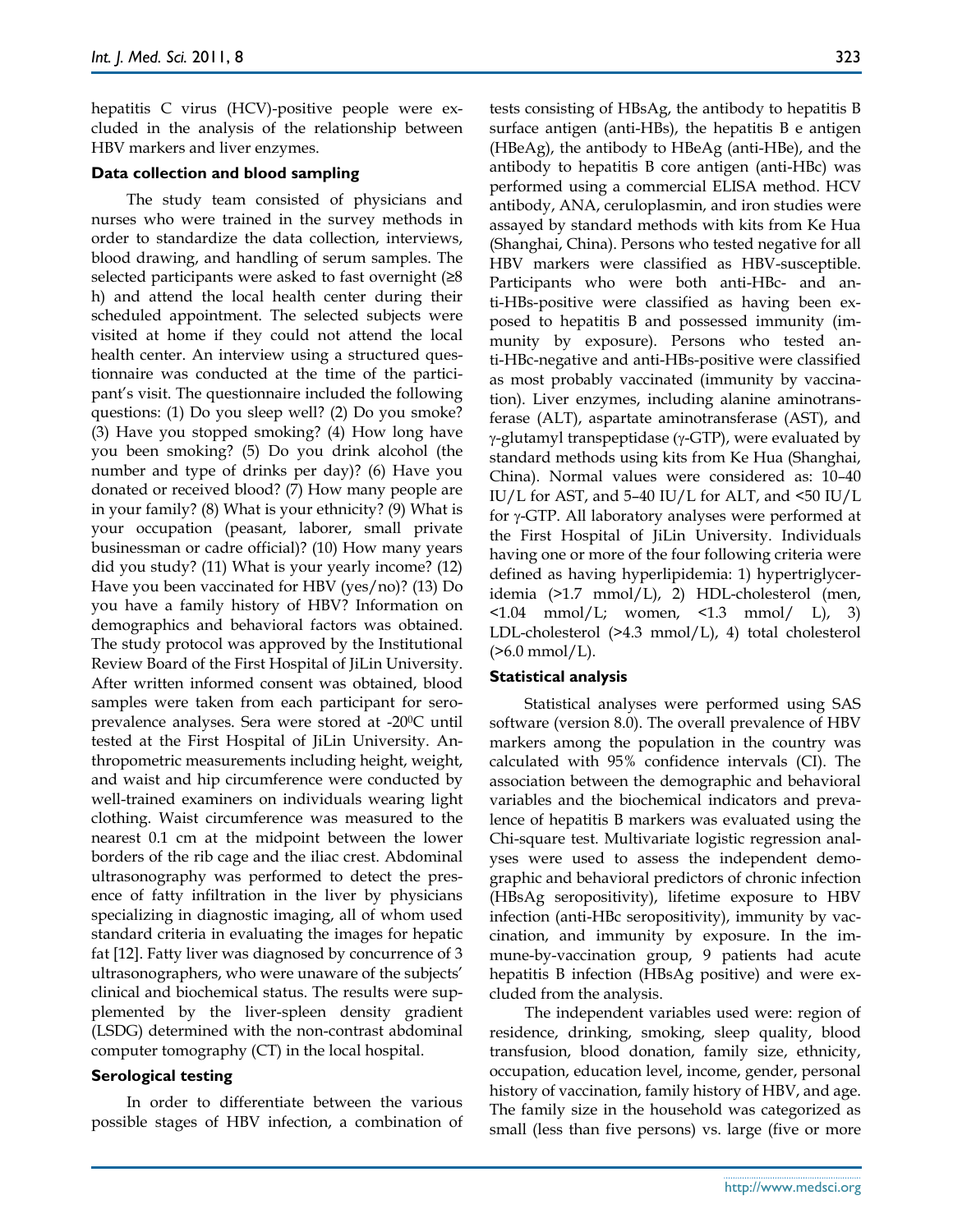hepatitis C virus (HCV)-positive people were excluded in the analysis of the relationship between HBV markers and liver enzymes.

### Data collection and blood sampling

The study team consisted of physicians and nurses who were trained in the survey methods in order to standardize the data collection, interviews, blood drawing, and handling of serum samples. The selected participants were asked to fast overnight (≥8 h) and attend the local health center during their scheduled appointment. The selected subjects were visited at home if they could not attend the local health center. An interview using a structured questionnaire was conducted at the time of the participant's visit. The questionnaire included the following questions: (1) Do you sleep well? (2) Do you smoke? (3) Have you stopped smoking? (4) How long have you been smoking? (5) Do you drink alcohol (the number and type of drinks per day)? (6) Have you donated or received blood? (7) How many people are in your family? (8) What is your ethnicity? (9) What is your occupation (peasant, laborer, small private businessman or cadre official)? (10) How many years did you study? (11) What is your yearly income? (12) Have you been vaccinated for HBV (yes/no)? (13) Do you have a family history of HBV? Information on demographics and behavioral factors was obtained. The study protocol was approved by the Institutional Review Board of the First Hospital of JiLin University. After written informed consent was obtained, blood samples were taken from each participant for seroprevalence analyses. Sera were stored at -20$^0$C until tested at the First Hospital of JiLin University. Anthropometric measurements including height, weight, and waist and hip circumference were conducted by well-trained examiners on individuals wearing light clothing. Waist circumference was measured to the nearest 0.1 cm at the midpoint between the lower borders of the rib cage and the iliac crest. Abdominal ultrasonography was performed to detect the presence of fatty infiltration in the liver by physicians specializing in diagnostic imaging, all of whom used standard criteria in evaluating the images for hepatic fat [12]. Fatty liver was diagnosed by concurrence of 3 ultrasonographers, who were unaware of the subjects' clinical and biochemical status. The results were supplemented by the liver-spleen density gradient (LSDG) determined with the non-contrast abdominal computer tomography (CT) in the local hospital.

### Serological testing

In order to differentiate between the various possible stages of HBV infection, a combination of tests consisting of HBsAg, the antibody to hepatitis B surface antigen (anti-HBs), the hepatitis B e antigen (HBeAg), the antibody to HBeAg (anti-HBe), and the antibody to hepatitis B core antigen (anti-HBc) was performed using a commercial ELISA method. HCV antibody, ANA, ceruloplasmin, and iron studies were assayed by standard methods with kits from Ke Hua (Shanghai, China). Persons who tested negative for all HBV markers were classified as HBV-susceptible. Participants who were both anti-HBc- and anti-HBs-positive were classified as having been exposed to hepatitis B and possessed immunity (immunity by exposure). Persons who tested anti-HBc-negative and anti-HBs-positive were classified as most probably vaccinated (immunity by vaccination). Liver enzymes, including alanine aminotransferase (ALT), aspartate aminotransferase (AST), and γ-glutamyl transpeptidase (γ-GTP), were evaluated by standard methods using kits from Ke Hua (Shanghai, China). Normal values were considered as: 10–40 IU/L for AST, and 5–40 IU/L for ALT, and <50 IU/L for γ-GTP. All laboratory analyses were performed at the First Hospital of JiLin University. Individuals having one or more of the four following criteria were defined as having hyperlipidemia: 1) hypertriglyceridemia (>1.7 mmol/L), 2) HDL-cholesterol (men, <1.04 mmol/L; women, <1.3 mmol/ L), 3) LDL-cholesterol (>4.3 mmol/L), 4) total cholesterol (>6.0 mmol/L).

### Statistical analysis

Statistical analyses were performed using SAS software (version 8.0). The overall prevalence of HBV markers among the population in the country was calculated with 95% confidence intervals (CI). The association between the demographic and behavioral variables and the biochemical indicators and prevalence of hepatitis B markers was evaluated using the Chi-square test. Multivariate logistic regression analyses were used to assess the independent demographic and behavioral predictors of chronic infection (HBsAg seropositivity), lifetime exposure to HBV infection (anti-HBc seropositivity), immunity by vaccination, and immunity by exposure. In the immune-by-vaccination group, 9 patients had acute hepatitis B infection (HBsAg positive) and were excluded from the analysis.

The independent variables used were: region of residence, drinking, smoking, sleep quality, blood transfusion, blood donation, family size, ethnicity, occupation, education level, income, gender, personal history of vaccination, family history of HBV, and age. The family size in the household was categorized as small (less than five persons) vs. large (five or more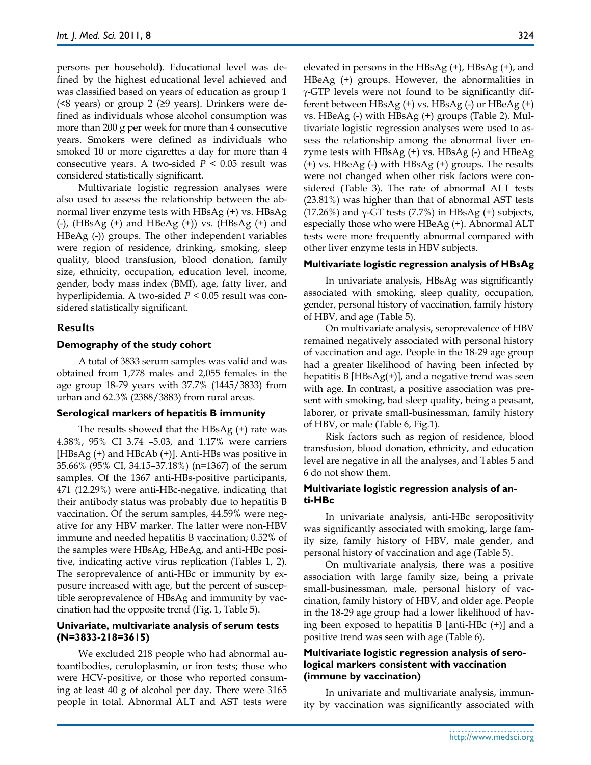persons per household). Educational level was defined by the highest educational level achieved and was classified based on years of education as group 1 (<8 years) or group 2 (≥9 years). Drinkers were defined as individuals whose alcohol consumption was more than 200 g per week for more than 4 consecutive years. Smokers were defined as individuals who smoked 10 or more cigarettes a day for more than 4 consecutive years. A two-sided $P < 0.05$ result was considered statistically significant.

Multivariate logistic regression analyses were also used to assess the relationship between the abnormal liver enzyme tests with HBsAg (+) vs. HBsAg (-), (HBsAg (+) and HBeAg (+)) vs. (HBsAg (+) and HBeAg (-)) groups. The other independent variables were region of residence, drinking, smoking, sleep quality, blood transfusion, blood donation, family size, ethnicity, occupation, education level, income, gender, body mass index (BMI), age, fatty liver, and hyperlipidemia. A two-sided $P < 0.05$ result was considered statistically significant.

## Results

### Demography of the study cohort

A total of 3833 serum samples was valid and was obtained from 1,778 males and 2,055 females in the age group 18-79 years with 37.7% (1445/3833) from urban and 62.3% (2388/3883) from rural areas.

### Serological markers of hepatitis B immunity

The results showed that the HBsAg (+) rate was 4.38%, 95% CI 3.74 –5.03, and 1.17% were carriers [HBsAg (+) and HBcAb (+)]. Anti-HBs was positive in 35.66% (95% CI, 34.15–37.18%) (n=1367) of the serum samples. Of the 1367 anti-HBs-positive participants, 471 (12.29%) were anti-HBc-negative, indicating that their antibody status was probably due to hepatitis B vaccination. Of the serum samples, 44.59% were negative for any HBV marker. The latter were non-HBV immune and needed hepatitis B vaccination; 0.52% of the samples were HBsAg, HBeAg, and anti-HBc positive, indicating active virus replication (Tables 1, 2). The seroprevalence of anti-HBc or immunity by exposure increased with age, but the percent of susceptible seroprevalence of HBsAg and immunity by vaccination had the opposite trend (Fig. 1, Table 5).

### Univariate, multivariate analysis of serum tests (N=3833-218=3615)

We excluded 218 people who had abnormal autoantibodies, ceruloplasmin, or iron tests; those who were HCV-positive, or those who reported consuming at least 40 g of alcohol per day. There were 3165 people in total. Abnormal ALT and AST tests were elevated in persons in the HBsAg (+), HBsAg (+), and HBeAg (+) groups. However, the abnormalities in γ-GTP levels were not found to be significantly different between HBsAg (+) vs. HBsAg (-) or HBeAg (+) vs. HBeAg (-) with HBsAg (+) groups (Table 2). Multivariate logistic regression analyses were used to assess the relationship among the abnormal liver enzyme tests with HBsAg (+) vs. HBsAg (-) and HBeAg (+) vs. HBeAg (-) with HBsAg (+) groups. The results were not changed when other risk factors were considered (Table 3). The rate of abnormal ALT tests (23.81%) was higher than that of abnormal AST tests (17.26%) and γ-GT tests (7.7%) in HBsAg (+) subjects, especially those who were HBeAg (+). Abnormal ALT tests were more frequently abnormal compared with other liver enzyme tests in HBV subjects.

### Multivariate logistic regression analysis of HBsAg

In univariate analysis, HBsAg was significantly associated with smoking, sleep quality, occupation, gender, personal history of vaccination, family history of HBV, and age (Table 5).

On multivariate analysis, seroprevalence of HBV remained negatively associated with personal history of vaccination and age. People in the 18-29 age group had a greater likelihood of having been infected by hepatitis B [HBsAg(+)], and a negative trend was seen with age. In contrast, a positive association was present with smoking, bad sleep quality, being a peasant, laborer, or private small-businessman, family history of HBV, or male (Table 6, Fig.1).

Risk factors such as region of residence, blood transfusion, blood donation, ethnicity, and education level are negative in all the analyses, and Tables 5 and 6 do not show them.

### Multivariate logistic regression analysis of anti-HBc

In univariate analysis, anti-HBc seropositivity was significantly associated with smoking, large family size, family history of HBV, male gender, and personal history of vaccination and age (Table 5).

On multivariate analysis, there was a positive association with large family size, being a private small-businessman, male, personal history of vaccination, family history of HBV, and older age. People in the 18-29 age group had a lower likelihood of having been exposed to hepatitis B [anti-HBc (+)] and a positive trend was seen with age (Table 6).

### Multivariate logistic regression analysis of serological markers consistent with vaccination (immune by vaccination)

In univariate and multivariate analysis, immunity by vaccination was significantly associated with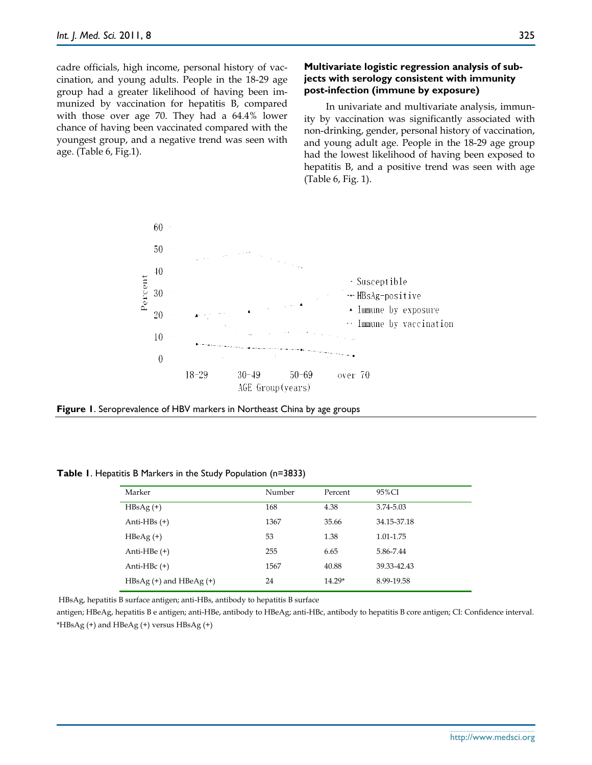cadre officials, high income, personal history of vaccination, and young adults. People in the 18-29 age group had a greater likelihood of having been immunized by vaccination for hepatitis B, compared with those over age 70. They had a 64.4% lower chance of having been vaccinated compared with the youngest group, and a negative trend was seen with age. (Table 6, Fig.1).

### Multivariate logistic regression analysis of subjects with serology consistent with immunity post-infection (immune by exposure)

In univariate and multivariate analysis, immunity by vaccination was significantly associated with non-drinking, gender, personal history of vaccination, and young adult age. People in the 18-29 age group had the lowest likelihood of having been exposed to hepatitis B, and a positive trend was seen with age (Table 6, Fig. 1).

**Figure 1**. Seroprevalence of HBV markers in Northeast China by age groups

**Table 1**. Hepatitis B Markers in the Study Population (n=3833)

| Marker | Number | Percent | 95%CI |
|---|---|---|---|
| HBsAg (+) | 168 | 4.38 | 3.74-5.03 |
| Anti-HBs (+) | 1367 | 35.66 | 34.15-37.18 |
| HBeAg (+) | 53 | 1.38 | 1.01-1.75 |
| Anti-HBe (+) | 255 | 6.65 | 5.86-7.44 |
| Anti-HBc (+) | 1567 | 40.88 | 39.33-42.43 |
| HBsAg (+) and HBeAg (+) | 24 | 14.29* | 8.99-19.58 |

HBsAg, hepatitis B surface antigen; anti-HBs, antibody to hepatitis B surface antigen; HBeAg, hepatitis B e antigen; anti-HBe, antibody to HBeAg; anti-HBc, antibody to hepatitis B core antigen; CI: Confidence interval.
*HBsAg (+) and HBeAg (+) versus HBsAg (+)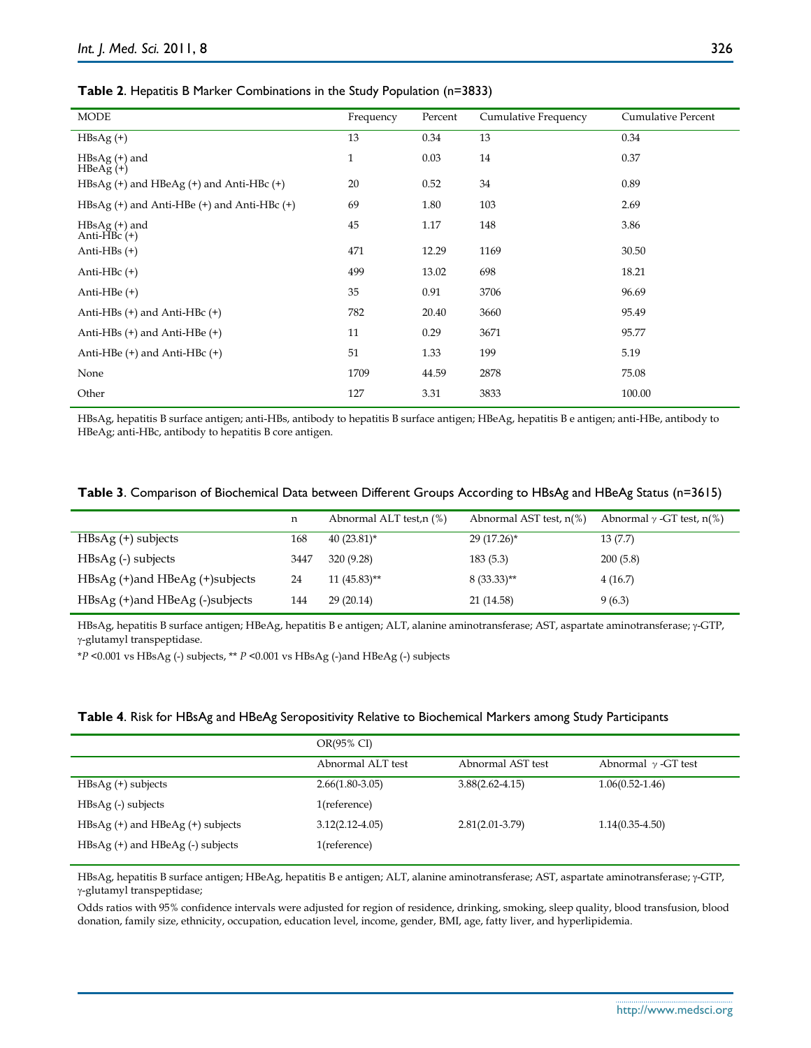**Table 2**. Hepatitis B Marker Combinations in the Study Population (n=3833)

| MODE | Frequency | Percent | Cumulative Frequency | Cumulative Percent |
|---|---|---|---|---|
| HBsAg (+) | 13 | 0.34 | 13 | 0.34 |
| HBsAg (+) and HBeAg (+) | 1 | 0.03 | 14 | 0.37 |
| HBsAg (+) and HBeAg (+) and Anti-HBc (+) | 20 | 0.52 | 34 | 0.89 |
| HBsAg (+) and Anti-HBe (+) and Anti-HBc (+) | 69 | 1.80 | 103 | 2.69 |
| HBsAg (+) and Anti-HBc (+) | 45 | 1.17 | 148 | 3.86 |
| Anti-HBs (+) | 471 | 12.29 | 1169 | 30.50 |
| Anti-HBc (+) | 499 | 13.02 | 698 | 18.21 |
| Anti-HBe (+) | 35 | 0.91 | 3706 | 96.69 |
| Anti-HBs (+) and Anti-HBc (+) | 782 | 20.40 | 3660 | 95.49 |
| Anti-HBs (+) and Anti-HBe (+) | 11 | 0.29 | 3671 | 95.77 |
| Anti-HBe (+) and Anti-HBc (+) | 51 | 1.33 | 199 | 5.19 |
| None | 1709 | 44.59 | 2878 | 75.08 |
| Other | 127 | 3.31 | 3833 | 100.00 |

HBsAg, hepatitis B surface antigen; anti-HBs, antibody to hepatitis B surface antigen; HBeAg, hepatitis B e antigen; anti-HBe, antibody to HBeAg; anti-HBc, antibody to hepatitis B core antigen.

**Table 3**. Comparison of Biochemical Data between Different Groups According to HBsAg and HBeAg Status (n=3615)

| | n | Abnormal ALT test,n (%) | Abnormal AST test, n(%) | Abnormal γ -GT test, n(%) |
|---|---|---|---|---|
| HBsAg (+) subjects | 168 | 40 (23.81)* | 29 (17.26)* | 13 (7.7) |
| HBsAg (-) subjects | 3447 | 320 (9.28) | 183 (5.3) | 200 (5.8) |
| HBsAg (+)and HBeAg (+)subjects | 24 | 11 (45.83)** | 8 (33.33)** | 4 (16.7) |
| HBsAg (+)and HBeAg (-)subjects | 144 | 29 (20.14) | 21 (14.58) | 9 (6.3) |

HBsAg, hepatitis B surface antigen; HBeAg, hepatitis B e antigen; ALT, alanine aminotransferase; AST, aspartate aminotransferase; γ-GTP, γ-glutamyl transpeptidase.

**P* <0.001 vs HBsAg (-) subjects, ** *P* <0.001 vs HBsAg (-)and HBeAg (-) subjects

**Table 4**. Risk for HBsAg and HBeAg Seropositivity Relative to Biochemical Markers among Study Participants

| | OR(95% CI) | | |
|---|---|---|---|
| | Abnormal ALT test | Abnormal AST test | Abnormal γ -GT test |
| HBsAg (+) subjects | 2.66(1.80-3.05) | 3.88(2.62-4.15) | 1.06(0.52-1.46) |
| HBsAg (-) subjects | 1(reference) | | |
| HBsAg (+) and HBeAg (+) subjects | 3.12(2.12-4.05) | 2.81(2.01-3.79) | 1.14(0.35-4.50) |
| HBsAg (+) and HBeAg (-) subjects | 1(reference) | | |

HBsAg, hepatitis B surface antigen; HBeAg, hepatitis B e antigen; ALT, alanine aminotransferase; AST, aspartate aminotransferase; γ-GTP, γ-glutamyl transpeptidase;

Odds ratios with 95% confidence intervals were adjusted for region of residence, drinking, smoking, sleep quality, blood transfusion, blood donation, family size, ethnicity, occupation, education level, income, gender, BMI, age, fatty liver, and hyperlipidemia.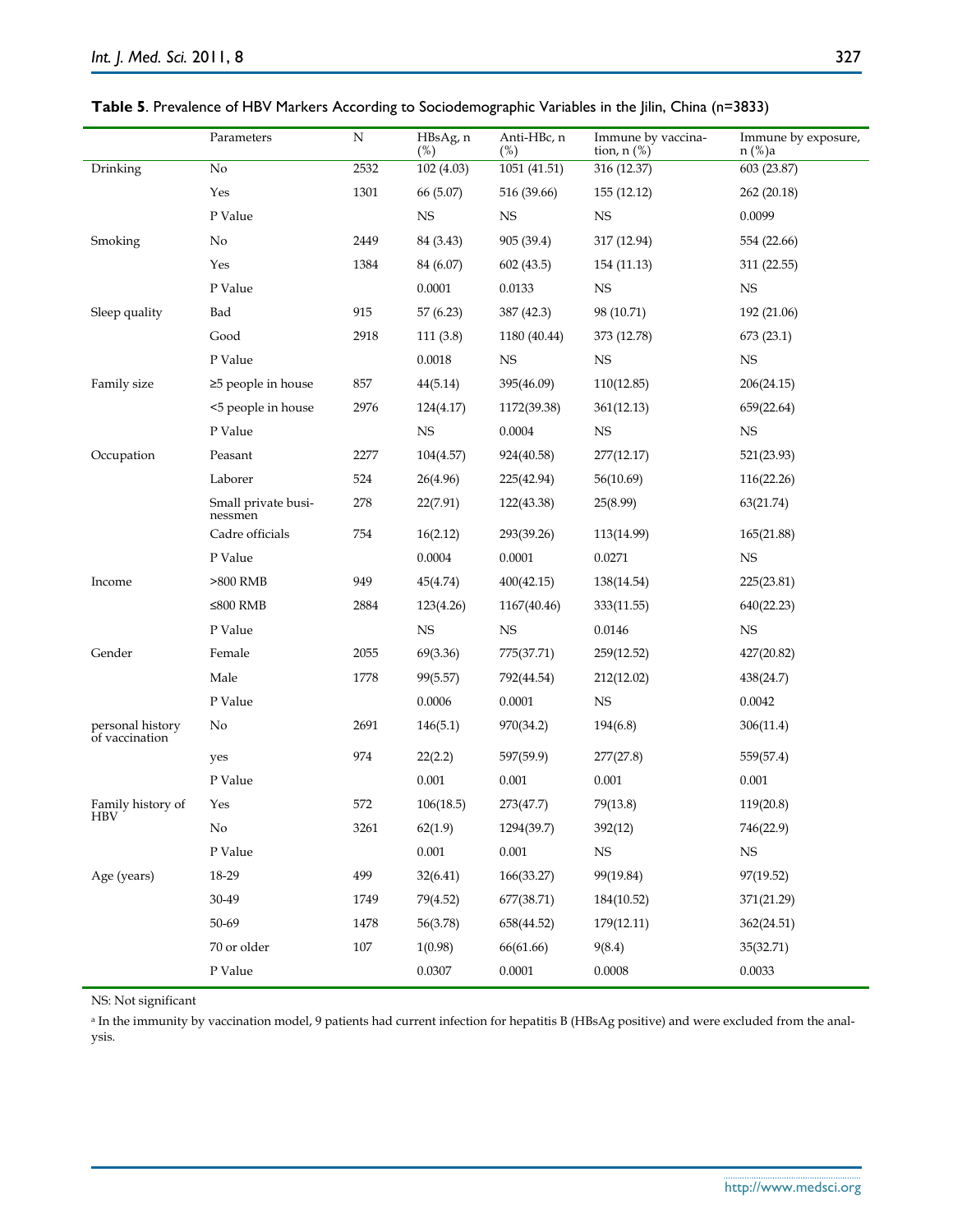**Table 5**. Prevalence of HBV Markers According to Sociodemographic Variables in the Jilin, China (n=3833)

| | Parameters | N | HBsAg, n (%) | Anti-HBc, n (%) | Immune by vaccination, n (%) | Immune by exposure, n (%)a |
|---|---|---|---|---|---|---|
| Drinking | No | 2532 | 102 (4.03) | 1051 (41.51) | 316 (12.37) | 603 (23.87) |
| | Yes | 1301 | 66 (5.07) | 516 (39.66) | 155 (12.12) | 262 (20.18) |
| | P Value | | NS | NS | NS | 0.0099 |
| Smoking | No | 2449 | 84 (3.43) | 905 (39.4) | 317 (12.94) | 554 (22.66) |
| | Yes | 1384 | 84 (6.07) | 602 (43.5) | 154 (11.13) | 311 (22.55) |
| | P Value | | 0.0001 | 0.0133 | NS | NS |
| Sleep quality | Bad | 915 | 57 (6.23) | 387 (42.3) | 98 (10.71) | 192 (21.06) |
| | Good | 2918 | 111 (3.8) | 1180 (40.44) | 373 (12.78) | 673 (23.1) |
| | P Value | | 0.0018 | NS | NS | NS |
| Family size | ≥5 people in house | 857 | 44(5.14) | 395(46.09) | 110(12.85) | 206(24.15) |
| | <5 people in house | 2976 | 124(4.17) | 1172(39.38) | 361(12.13) | 659(22.64) |
| | P Value | | NS | 0.0004 | NS | NS |
| Occupation | Peasant | 2277 | 104(4.57) | 924(40.58) | 277(12.17) | 521(23.93) |
| | Laborer | 524 | 26(4.96) | 225(42.94) | 56(10.69) | 116(22.26) |
| | Small private businessmen | 278 | 22(7.91) | 122(43.38) | 25(8.99) | 63(21.74) |
| | Cadre officials | 754 | 16(2.12) | 293(39.26) | 113(14.99) | 165(21.88) |
| | P Value | | 0.0004 | 0.0001 | 0.0271 | NS |
| Income | >800 RMB | 949 | 45(4.74) | 400(42.15) | 138(14.54) | 225(23.81) |
| | ≤800 RMB | 2884 | 123(4.26) | 1167(40.46) | 333(11.55) | 640(22.23) |
| | P Value | | NS | NS | 0.0146 | NS |
| Gender | Female | 2055 | 69(3.36) | 775(37.71) | 259(12.52) | 427(20.82) |
| | Male | 1778 | 99(5.57) | 792(44.54) | 212(12.02) | 438(24.7) |
| | P Value | | 0.0006 | 0.0001 | NS | 0.0042 |
| personal history of vaccination | No | 2691 | 146(5.1) | 970(34.2) | 194(6.8) | 306(11.4) |
| | yes | 974 | 22(2.2) | 597(59.9) | 277(27.8) | 559(57.4) |
| | P Value | | 0.001 | 0.001 | 0.001 | 0.001 |
| Family history of HBV | Yes | 572 | 106(18.5) | 273(47.7) | 79(13.8) | 119(20.8) |
| | No | 3261 | 62(1.9) | 1294(39.7) | 392(12) | 746(22.9) |
| | P Value | | 0.001 | 0.001 | NS | NS |
| Age (years) | 18-29 | 499 | 32(6.41) | 166(33.27) | 99(19.84) | 97(19.52) |
| | 30-49 | 1749 | 79(4.52) | 677(38.71) | 184(10.52) | 371(21.29) |
| | 50-69 | 1478 | 56(3.78) | 658(44.52) | 179(12.11) | 362(24.51) |
| | 70 or older | 107 | 1(0.98) | 66(61.66) | 9(8.4) | 35(32.71) |
| | P Value | | 0.0307 | 0.0001 | 0.0008 | 0.0033 |

NS: Not significant

[a] In the immunity by vaccination model, 9 patients had current infection for hepatitis B (HBsAg positive) and were excluded from the analysis.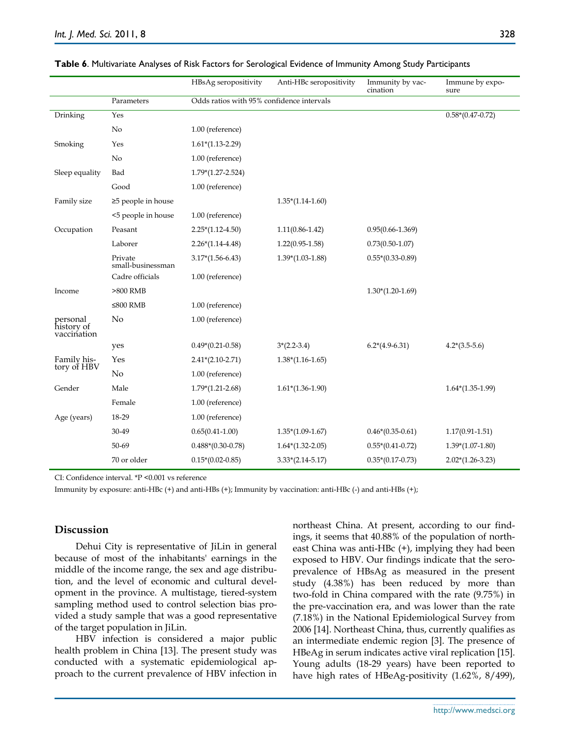**Table 6**. Multivariate Analyses of Risk Factors for Serological Evidence of Immunity Among Study Participants

| | | HBsAg seropositivity | Anti-HBc seropositivity | Immunity by vaccination | Immune by exposure |
|---|---|---|---|---|---|
| | Parameters | Odds ratios with 95% confidence intervals | | | |
| Drinking | Yes | | | | 0.58*(0.47-0.72) |
| | No | 1.00 (reference) | | | |
| Smoking | Yes | 1.61*(1.13-2.29) | | | |
| | No | 1.00 (reference) | | | |
| Sleep equality | Bad | 1.79*(1.27-2.524) | | | |
| | Good | 1.00 (reference) | | | |
| Family size | ≥5 people in house | | 1.35*(1.14-1.60) | | |
| | <5 people in house | 1.00 (reference) | | | |
| Occupation | Peasant | 2.25*(1.12-4.50) | 1.11(0.86-1.42) | 0.95(0.66-1.369) | |
| | Laborer | 2.26*(1.14-4.48) | 1.22(0.95-1.58) | 0.73(0.50-1.07) | |
| | Private small-businessman | 3.17*(1.56-6.43) | 1.39*(1.03-1.88) | 0.55*(0.33-0.89) | |
| | Cadre officials | 1.00 (reference) | | | |
| Income | >800 RMB | | | 1.30*(1.20-1.69) | |
| | ≤800 RMB | 1.00 (reference) | | | |
| personal history of vaccination | No | 1.00 (reference) | | | |
| | yes | 0.49*(0.21-0.58) | 3*(2.2-3.4) | 6.2*(4.9-6.31) | 4.2*(3.5-5.6) |
| Family history of HBV | Yes | 2.41*(2.10-2.71) | 1.38*(1.16-1.65) | | |
| | No | 1.00 (reference) | | | |
| Gender | Male | 1.79*(1.21-2.68) | 1.61*(1.36-1.90) | | 1.64*(1.35-1.99) |
| | Female | 1.00 (reference) | | | |
| Age (years) | 18-29 | 1.00 (reference) | | | |
| | 30-49 | 0.65(0.41-1.00) | 1.35*(1.09-1.67) | 0.46*(0.35-0.61) | 1.17(0.91-1.51) |
| | 50-69 | 0.488*(0.30-0.78) | 1.64*(1.32-2.05) | 0.55*(0.41-0.72) | 1.39*(1.07-1.80) |
| | 70 or older | 0.15*(0.02-0.85) | 3.33*(2.14-5.17) | 0.35*(0.17-0.73) | 2.02*(1.26-3.23) |

CI: Confidence interval. *P <0.001 vs reference

Immunity by exposure: anti-HBc (+) and anti-HBs (+); Immunity by vaccination: anti-HBc (-) and anti-HBs (+);

## Discussion

Dehui City is representative of JiLin in general because of most of the inhabitants' earnings in the middle of the income range, the sex and age distribution, and the level of economic and cultural development in the province. A multistage, tiered-system sampling method used to control selection bias provided a study sample that was a good representative of the target population in JiLin.

HBV infection is considered a major public health problem in China [13]. The present study was conducted with a systematic epidemiological approach to the current prevalence of HBV infection in northeast China. At present, according to our findings, it seems that 40.88% of the population of northeast China was anti-HBc (+), implying they had been exposed to HBV. Our findings indicate that the seroprevalence of HBsAg as measured in the present study (4.38%) has been reduced by more than two-fold in China compared with the rate (9.75%) in the pre-vaccination era, and was lower than the rate (7.18%) in the National Epidemiological Survey from 2006 [14]. Northeast China, thus, currently qualifies as an intermediate endemic region [3]. The presence of HBeAg in serum indicates active viral replication [15]. Young adults (18-29 years) have been reported to have high rates of HBeAg-positivity (1.62%, 8/499),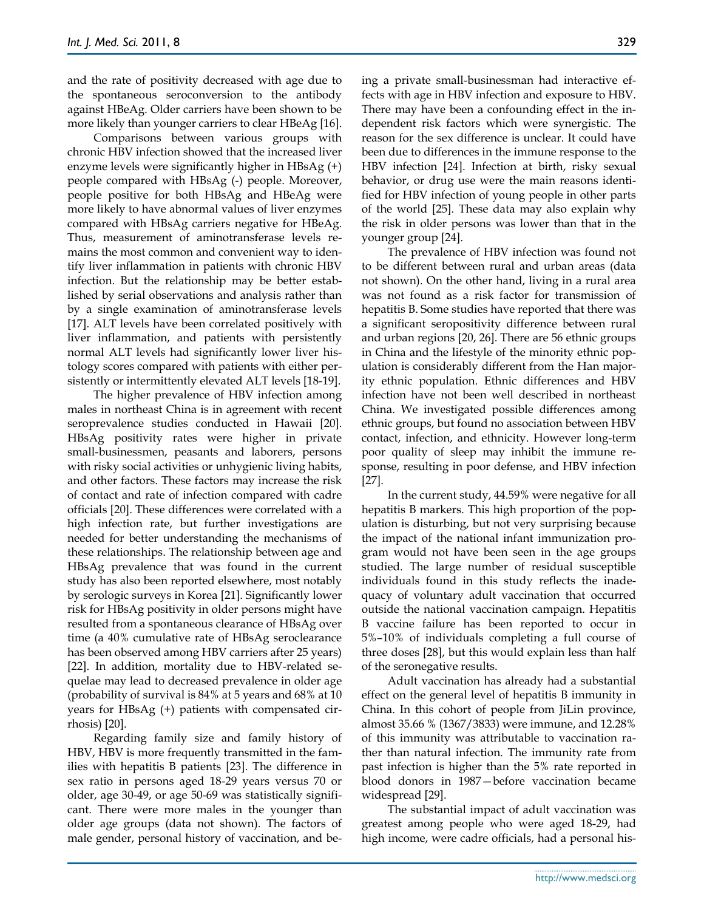and the rate of positivity decreased with age due to the spontaneous seroconversion to the antibody against HBeAg. Older carriers have been shown to be more likely than younger carriers to clear HBeAg [16].

Comparisons between various groups with chronic HBV infection showed that the increased liver enzyme levels were significantly higher in HBsAg (+) people compared with HBsAg (-) people. Moreover, people positive for both HBsAg and HBeAg were more likely to have abnormal values of liver enzymes compared with HBsAg carriers negative for HBeAg. Thus, measurement of aminotransferase levels remains the most common and convenient way to identify liver inflammation in patients with chronic HBV infection. But the relationship may be better established by serial observations and analysis rather than by a single examination of aminotransferase levels [17]. ALT levels have been correlated positively with liver inflammation, and patients with persistently normal ALT levels had significantly lower liver histology scores compared with patients with either persistently or intermittently elevated ALT levels [18-19].

The higher prevalence of HBV infection among males in northeast China is in agreement with recent seroprevalence studies conducted in Hawaii [20]. HBsAg positivity rates were higher in private small-businessmen, peasants and laborers, persons with risky social activities or unhygienic living habits, and other factors. These factors may increase the risk of contact and rate of infection compared with cadre officials [20]. These differences were correlated with a high infection rate, but further investigations are needed for better understanding the mechanisms of these relationships. The relationship between age and HBsAg prevalence that was found in the current study has also been reported elsewhere, most notably by serologic surveys in Korea [21]. Significantly lower risk for HBsAg positivity in older persons might have resulted from a spontaneous clearance of HBsAg over time (a 40% cumulative rate of HBsAg seroclearance has been observed among HBV carriers after 25 years) [22]. In addition, mortality due to HBV-related sequelae may lead to decreased prevalence in older age (probability of survival is 84% at 5 years and 68% at 10 years for HBsAg (+) patients with compensated cirrhosis) [20].

Regarding family size and family history of HBV, HBV is more frequently transmitted in the families with hepatitis B patients [23]. The difference in sex ratio in persons aged 18-29 years versus 70 or older, age 30-49, or age 50-69 was statistically significant. There were more males in the younger than older age groups (data not shown). The factors of male gender, personal history of vaccination, and being a private small-businessman had interactive effects with age in HBV infection and exposure to HBV. There may have been a confounding effect in the independent risk factors which were synergistic. The reason for the sex difference is unclear. It could have been due to differences in the immune response to the HBV infection [24]. Infection at birth, risky sexual behavior, or drug use were the main reasons identified for HBV infection of young people in other parts of the world [25]. These data may also explain why the risk in older persons was lower than that in the younger group [24].

The prevalence of HBV infection was found not to be different between rural and urban areas (data not shown). On the other hand, living in a rural area was not found as a risk factor for transmission of hepatitis B. Some studies have reported that there was a significant seropositivity difference between rural and urban regions [20, 26]. There are 56 ethnic groups in China and the lifestyle of the minority ethnic population is considerably different from the Han majority ethnic population. Ethnic differences and HBV infection have not been well described in northeast China. We investigated possible differences among ethnic groups, but found no association between HBV contact, infection, and ethnicity. However long-term poor quality of sleep may inhibit the immune response, resulting in poor defense, and HBV infection [27].

In the current study, 44.59% were negative for all hepatitis B markers. This high proportion of the population is disturbing, but not very surprising because the impact of the national infant immunization program would not have been seen in the age groups studied. The large number of residual susceptible individuals found in this study reflects the inadequacy of voluntary adult vaccination that occurred outside the national vaccination campaign. Hepatitis B vaccine failure has been reported to occur in 5%–10% of individuals completing a full course of three doses [28], but this would explain less than half of the seronegative results.

Adult vaccination has already had a substantial effect on the general level of hepatitis B immunity in China. In this cohort of people from JiLin province, almost 35.66 % (1367/3833) were immune, and 12.28% of this immunity was attributable to vaccination rather than natural infection. The immunity rate from past infection is higher than the 5% rate reported in blood donors in 1987—before vaccination became widespread [29].

The substantial impact of adult vaccination was greatest among people who were aged 18-29, had high income, were cadre officials, had a personal his-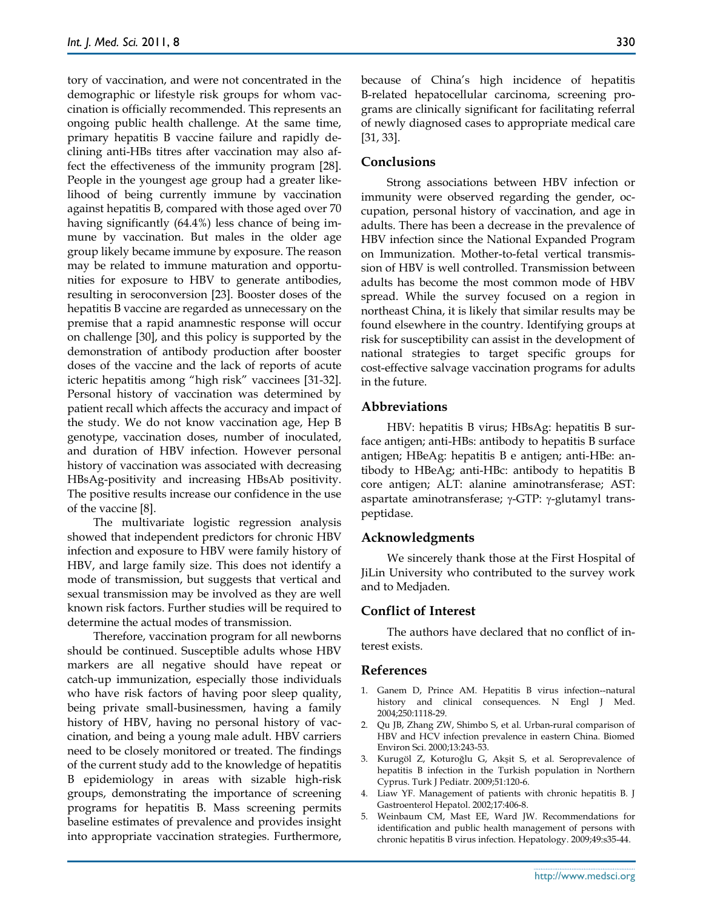tory of vaccination, and were not concentrated in the demographic or lifestyle risk groups for whom vaccination is officially recommended. This represents an ongoing public health challenge. At the same time, primary hepatitis B vaccine failure and rapidly declining anti-HBs titres after vaccination may also affect the effectiveness of the immunity program [28]. People in the youngest age group had a greater likelihood of being currently immune by vaccination against hepatitis B, compared with those aged over 70 having significantly (64.4%) less chance of being immune by vaccination. But males in the older age group likely became immune by exposure. The reason may be related to immune maturation and opportunities for exposure to HBV to generate antibodies, resulting in seroconversion [23]. Booster doses of the hepatitis B vaccine are regarded as unnecessary on the premise that a rapid anamnestic response will occur on challenge [30], and this policy is supported by the demonstration of antibody production after booster doses of the vaccine and the lack of reports of acute icteric hepatitis among "high risk" vaccinees [31-32]. Personal history of vaccination was determined by patient recall which affects the accuracy and impact of the study. We do not know vaccination age, Hep B genotype, vaccination doses, number of inoculated, and duration of HBV infection. However personal history of vaccination was associated with decreasing HBsAg-positivity and increasing HBsAb positivity. The positive results increase our confidence in the use of the vaccine [8].

The multivariate logistic regression analysis showed that independent predictors for chronic HBV infection and exposure to HBV were family history of HBV, and large family size. This does not identify a mode of transmission, but suggests that vertical and sexual transmission may be involved as they are well known risk factors. Further studies will be required to determine the actual modes of transmission.

Therefore, vaccination program for all newborns should be continued. Susceptible adults whose HBV markers are all negative should have repeat or catch-up immunization, especially those individuals who have risk factors of having poor sleep quality, being private small-businessmen, having a family history of HBV, having no personal history of vaccination, and being a young male adult. HBV carriers need to be closely monitored or treated. The findings of the current study add to the knowledge of hepatitis B epidemiology in areas with sizable high-risk groups, demonstrating the importance of screening programs for hepatitis B. Mass screening permits baseline estimates of prevalence and provides insight into appropriate vaccination strategies. Furthermore, because of China's high incidence of hepatitis B-related hepatocellular carcinoma, screening programs are clinically significant for facilitating referral of newly diagnosed cases to appropriate medical care [31, 33].

## Conclusions

Strong associations between HBV infection or immunity were observed regarding the gender, occupation, personal history of vaccination, and age in adults. There has been a decrease in the prevalence of HBV infection since the National Expanded Program on Immunization. Mother-to-fetal vertical transmission of HBV is well controlled. Transmission between adults has become the most common mode of HBV spread. While the survey focused on a region in northeast China, it is likely that similar results may be found elsewhere in the country. Identifying groups at risk for susceptibility can assist in the development of national strategies to target specific groups for cost-effective salvage vaccination programs for adults in the future.

## Abbreviations

HBV: hepatitis B virus; HBsAg: hepatitis B surface antigen; anti-HBs: antibody to hepatitis B surface antigen; HBeAg: hepatitis B e antigen; anti-HBe: antibody to HBeAg; anti-HBc: antibody to hepatitis B core antigen; ALT: alanine aminotransferase; AST: aspartate aminotransferase; γ-GTP: γ-glutamyl transpeptidase.

## Acknowledgments

We sincerely thank those at the First Hospital of JiLin University who contributed to the survey work and to Medjaden.

## Conflict of Interest

The authors have declared that no conflict of interest exists.

## References

1. Ganem D, Prince AM. Hepatitis B virus infection--natural history and clinical consequences. N Engl J Med. 2004;250:1118-29.
2. Qu JB, Zhang ZW, Shimbo S, et al. Urban-rural comparison of HBV and HCV infection prevalence in eastern China. Biomed Environ Sci. 2000;13:243-53.
3. Kurugöl Z, Koturoğlu G, Akşit S, et al. Seroprevalence of hepatitis B infection in the Turkish population in Northern Cyprus. Turk J Pediatr. 2009;51:120-6.
4. Liaw YF. Management of patients with chronic hepatitis B. J Gastroenterol Hepatol. 2002;17:406-8.
5. Weinbaum CM, Mast EE, Ward JW. Recommendations for identification and public health management of persons with chronic hepatitis B virus infection. Hepatology. 2009;49:s35-44.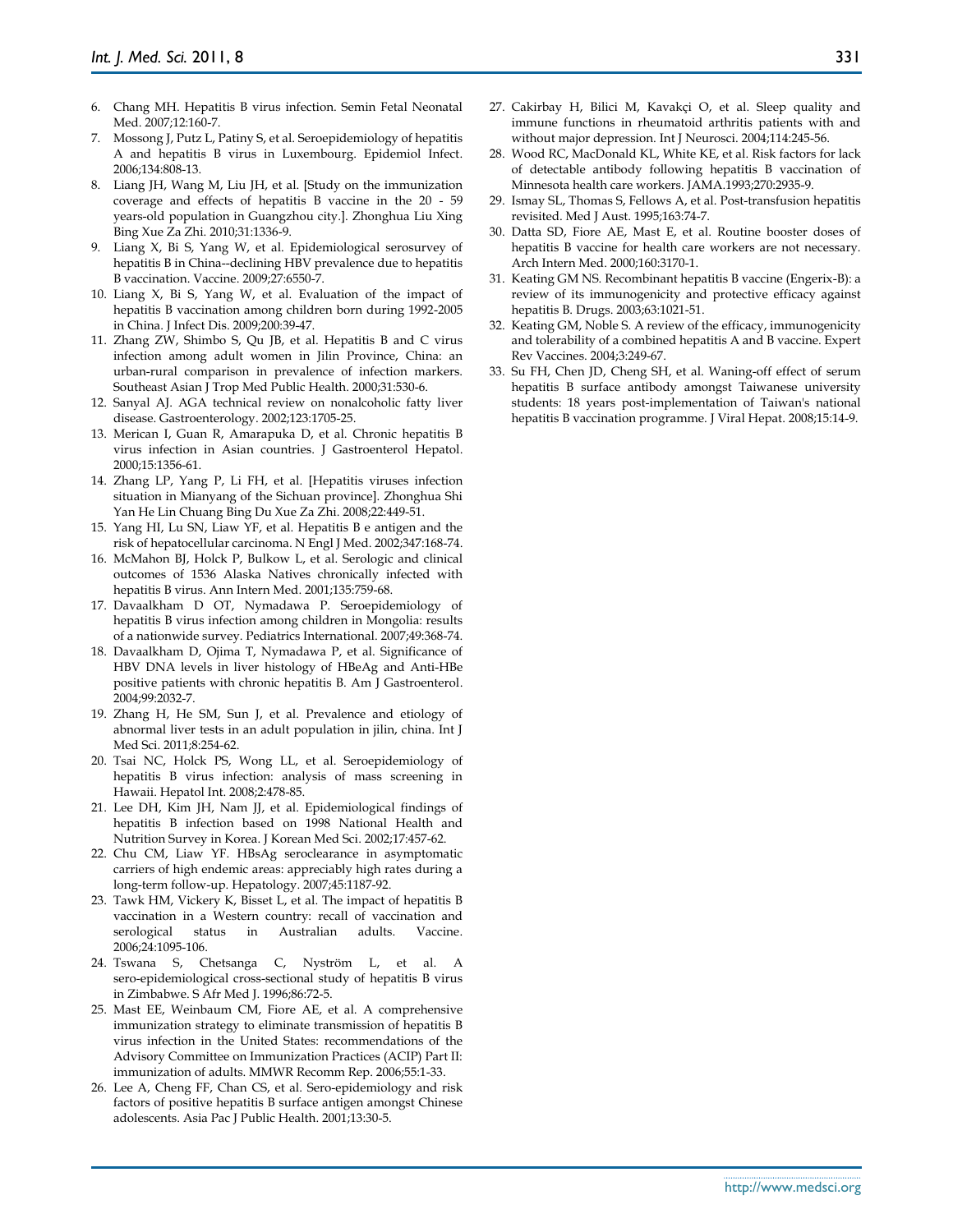6. Chang MH. Hepatitis B virus infection. Semin Fetal Neonatal Med. 2007;12:160-7.
7. Mossong J, Putz L, Patiny S, et al. Seroepidemiology of hepatitis A and hepatitis B virus in Luxembourg. Epidemiol Infect. 2006;134:808-13.
8. Liang JH, Wang M, Liu JH, et al. [Study on the immunization coverage and effects of hepatitis B vaccine in the 20 - 59 years-old population in Guangzhou city.]. Zhonghua Liu Xing Bing Xue Za Zhi. 2010;31:1336-9.
9. Liang X, Bi S, Yang W, et al. Epidemiological serosurvey of hepatitis B in China--declining HBV prevalence due to hepatitis B vaccination. Vaccine. 2009;27:6550-7.
10. Liang X, Bi S, Yang W, et al. Evaluation of the impact of hepatitis B vaccination among children born during 1992-2005 in China. J Infect Dis. 2009;200:39-47.
11. Zhang ZW, Shimbo S, Qu JB, et al. Hepatitis B and C virus infection among adult women in Jilin Province, China: an urban-rural comparison in prevalence of infection markers. Southeast Asian J Trop Med Public Health. 2000;31:530-6.
12. Sanyal AJ. AGA technical review on nonalcoholic fatty liver disease. Gastroenterology. 2002;123:1705-25.
13. Merican I, Guan R, Amarapuka D, et al. Chronic hepatitis B virus infection in Asian countries. J Gastroenterol Hepatol. 2000;15:1356-61.
14. Zhang LP, Yang P, Li FH, et al. [Hepatitis viruses infection situation in Mianyang of the Sichuan province]. Zhonghua Shi Yan He Lin Chuang Bing Du Xue Za Zhi. 2008;22:449-51.
15. Yang HI, Lu SN, Liaw YF, et al. Hepatitis B e antigen and the risk of hepatocellular carcinoma. N Engl J Med. 2002;347:168-74.
16. McMahon BJ, Holck P, Bulkow L, et al. Serologic and clinical outcomes of 1536 Alaska Natives chronically infected with hepatitis B virus. Ann Intern Med. 2001;135:759-68.
17. Davaalkham D OT, Nymadawa P. Seroepidemiology of hepatitis B virus infection among children in Mongolia: results of a nationwide survey. Pediatrics International. 2007;49:368-74.
18. Davaalkham D, Ojima T, Nymadawa P, et al. Significance of HBV DNA levels in liver histology of HBeAg and Anti-HBe positive patients with chronic hepatitis B. Am J Gastroenterol. 2004;99:2032-7.
19. Zhang H, He SM, Sun J, et al. Prevalence and etiology of abnormal liver tests in an adult population in jilin, china. Int J Med Sci. 2011;8:254-62.
20. Tsai NC, Holck PS, Wong LL, et al. Seroepidemiology of hepatitis B virus infection: analysis of mass screening in Hawaii. Hepatol Int. 2008;2:478-85.
21. Lee DH, Kim JH, Nam JJ, et al. Epidemiological findings of hepatitis B infection based on 1998 National Health and Nutrition Survey in Korea. J Korean Med Sci. 2002;17:457-62.
22. Chu CM, Liaw YF. HBsAg seroclearance in asymptomatic carriers of high endemic areas: appreciably high rates during a long-term follow-up. Hepatology. 2007;45:1187-92.
23. Tawk HM, Vickery K, Bisset L, et al. The impact of hepatitis B vaccination in a Western country: recall of vaccination and serological status in Australian adults. Vaccine. 2006;24:1095-106.
24. Tswana S, Chetsanga C, Nyström L, et al. A sero-epidemiological cross-sectional study of hepatitis B virus in Zimbabwe. S Afr Med J. 1996;86:72-5.
25. Mast EE, Weinbaum CM, Fiore AE, et al. A comprehensive immunization strategy to eliminate transmission of hepatitis B virus infection in the United States: recommendations of the Advisory Committee on Immunization Practices (ACIP) Part II: immunization of adults. MMWR Recomm Rep. 2006;55:1-33.
26. Lee A, Cheng FF, Chan CS, et al. Sero-epidemiology and risk factors of positive hepatitis B surface antigen amongst Chinese adolescents. Asia Pac J Public Health. 2001;13:30-5.
27. Cakirbay H, Bilici M, Kavakçi O, et al. Sleep quality and immune functions in rheumatoid arthritis patients with and without major depression. Int J Neurosci. 2004;114:245-56.
28. Wood RC, MacDonald KL, White KE, et al. Risk factors for lack of detectable antibody following hepatitis B vaccination of Minnesota health care workers. JAMA.1993;270:2935-9.
29. Ismay SL, Thomas S, Fellows A, et al. Post-transfusion hepatitis revisited. Med J Aust. 1995;163:74-7.
30. Datta SD, Fiore AE, Mast E, et al. Routine booster doses of hepatitis B vaccine for health care workers are not necessary. Arch Intern Med. 2000;160:3170-1.
31. Keating GM NS. Recombinant hepatitis B vaccine (Engerix-B): a review of its immunogenicity and protective efficacy against hepatitis B. Drugs. 2003;63:1021-51.
32. Keating GM, Noble S. A review of the efficacy, immunogenicity and tolerability of a combined hepatitis A and B vaccine. Expert Rev Vaccines. 2004;3:249-67.
33. Su FH, Chen JD, Cheng SH, et al. Waning-off effect of serum hepatitis B surface antibody amongst Taiwanese university students: 18 years post-implementation of Taiwan's national hepatitis B vaccination programme. J Viral Hepat. 2008;15:14-9.